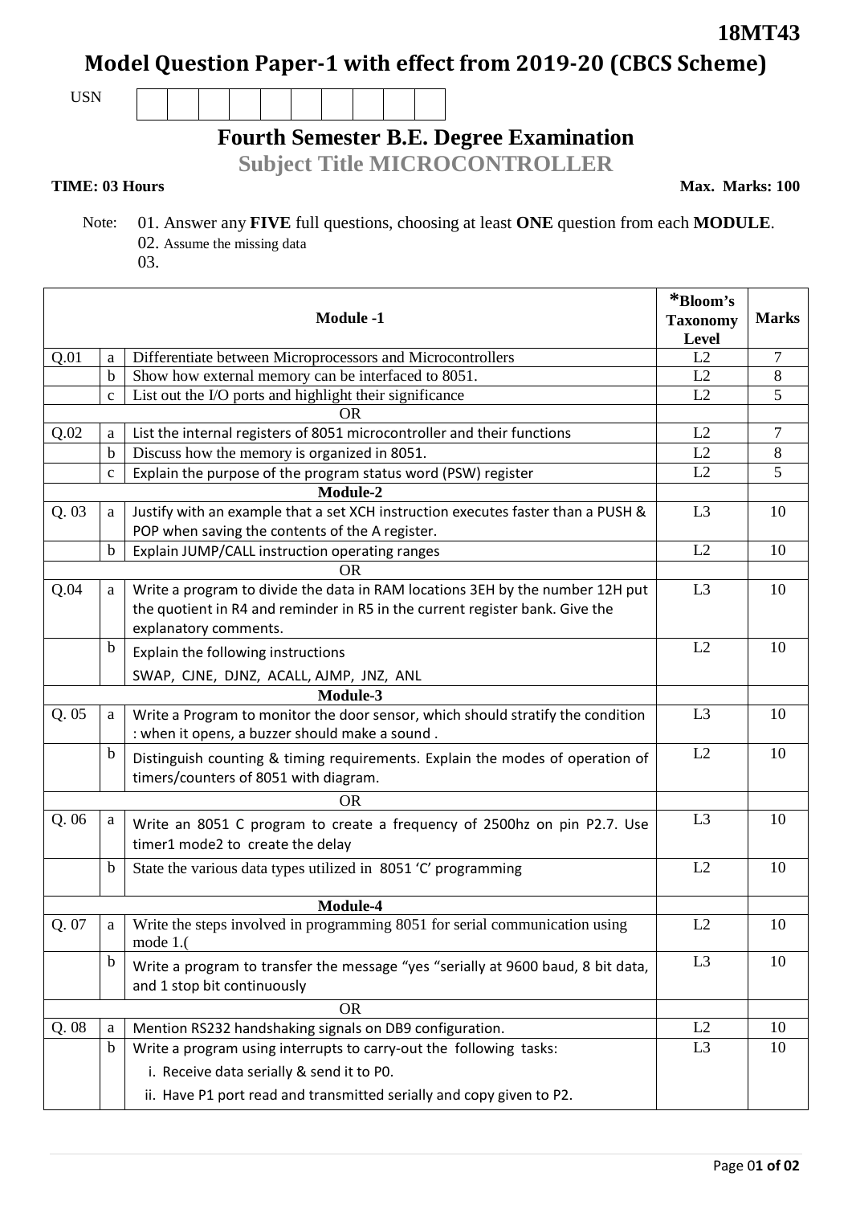18MT43

# Model Question Paper-1 with effect from 2019-20 (CBCS Scheme)

USN | | | | | | | | | | |

## Fourth Semester B.E. Degree Examination

## Subject Title MICROCONTROLLER

**TIME: 03 Hours** **Max. Marks: 100**

Note: 01. Answer any **FIVE** full questions, choosing at least **ONE** question from each **MODULE**.
02. Assume the missing data
03.

| | | **Module -1** | ***Bloom's Taxonomy Level** | **Marks** |
|---|---|---|---|---|
| Q.01 | a | Differentiate between Microprocessors and Microcontrollers | L2 | 7 |
| | b | Show how external memory can be interfaced to 8051. | L2 | 8 |
| | c | List out the I/O ports and highlight their significance | L2 | 5 |
| | | OR | | |
| Q.02 | a | List the internal registers of 8051 microcontroller and their functions | L2 | 7 |
| | b | Discuss how the memory is organized in 8051. | L2 | 8 |
| | c | Explain the purpose of the program status word (PSW) register | L2 | 5 |
| | | **Module-2** | | |
| Q. 03 | a | Justify with an example that a set XCH instruction executes faster than a PUSH & POP when saving the contents of the A register. | L3 | 10 |
| | b | Explain JUMP/CALL instruction operating ranges | L2 | 10 |
| | | OR | | |
| Q.04 | a | Write a program to divide the data in RAM locations 3EH by the number 12H put the quotient in R4 and reminder in R5 in the current register bank. Give the explanatory comments. | L3 | 10 |
| | b | Explain the following instructions<br>SWAP, CJNE, DJNZ, ACALL, AJMP, JNZ, ANL | L2 | 10 |
| | | **Module-3** | | |
| Q. 05 | a | Write a Program to monitor the door sensor, which should stratify the condition : when it opens, a buzzer should make a sound . | L3 | 10 |
| | b | Distinguish counting & timing requirements. Explain the modes of operation of timers/counters of 8051 with diagram. | L2 | 10 |
| | | OR | | |
| Q. 06 | a | Write an 8051 C program to create a frequency of 2500hz on pin P2.7. Use timer1 mode2 to create the delay | L3 | 10 |
| | b | State the various data types utilized in 8051 'C' programming | L2 | 10 |
| | | **Module-4** | | |
| Q. 07 | a | Write the steps involved in programming 8051 for serial communication using mode 1.( | L2 | 10 |
| | b | Write a program to transfer the message "yes "serially at 9600 baud, 8 bit data, and 1 stop bit continuously | L3 | 10 |
| | | OR | | |
| Q. 08 | a | Mention RS232 handshaking signals on DB9 configuration. | L2 | 10 |
| | b | Write a program using interrupts to carry-out the following tasks:<br>i. Receive data serially & send it to P0.<br>ii. Have P1 port read and transmitted serially and copy given to P2. | L3 | 10 |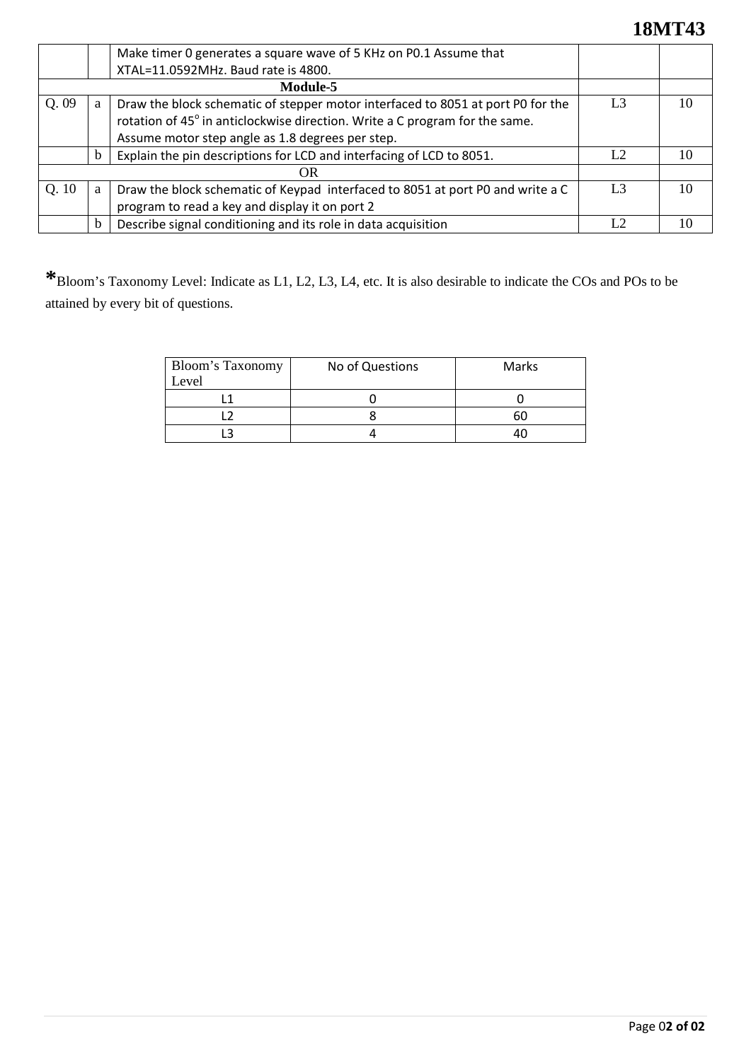| | | | | |
|---|---|---|---|---|
| | | Make timer 0 generates a square wave of 5 KHz on P0.1 Assume that XTAL=11.0592MHz. Baud rate is 4800. | | |
| | | **Module-5** | | |
| Q. 09 | a | Draw the block schematic of stepper motor interfaced to 8051 at port P0 for the rotation of 45° in anticlockwise direction. Write a C program for the same. Assume motor step angle as 1.8 degrees per step. | L3 | 10 |
| | b | Explain the pin descriptions for LCD and interfacing of LCD to 8051. | L2 | 10 |
| | | OR | | |
| Q. 10 | a | Draw the block schematic of Keypad interfaced to 8051 at port P0 and write a C program to read a key and display it on port 2 | L3 | 10 |
| | b | Describe signal conditioning and its role in data acquisition | L2 | 10 |

*Bloom's Taxonomy Level: Indicate as L1, L2, L3, L4, etc. It is also desirable to indicate the COs and POs to be attained by every bit of questions.

| Bloom's Taxonomy Level | No of Questions | Marks |
|---|---|---|
| L1 | 0 | 0 |
| L2 | 8 | 60 |
| L3 | 4 | 40 |